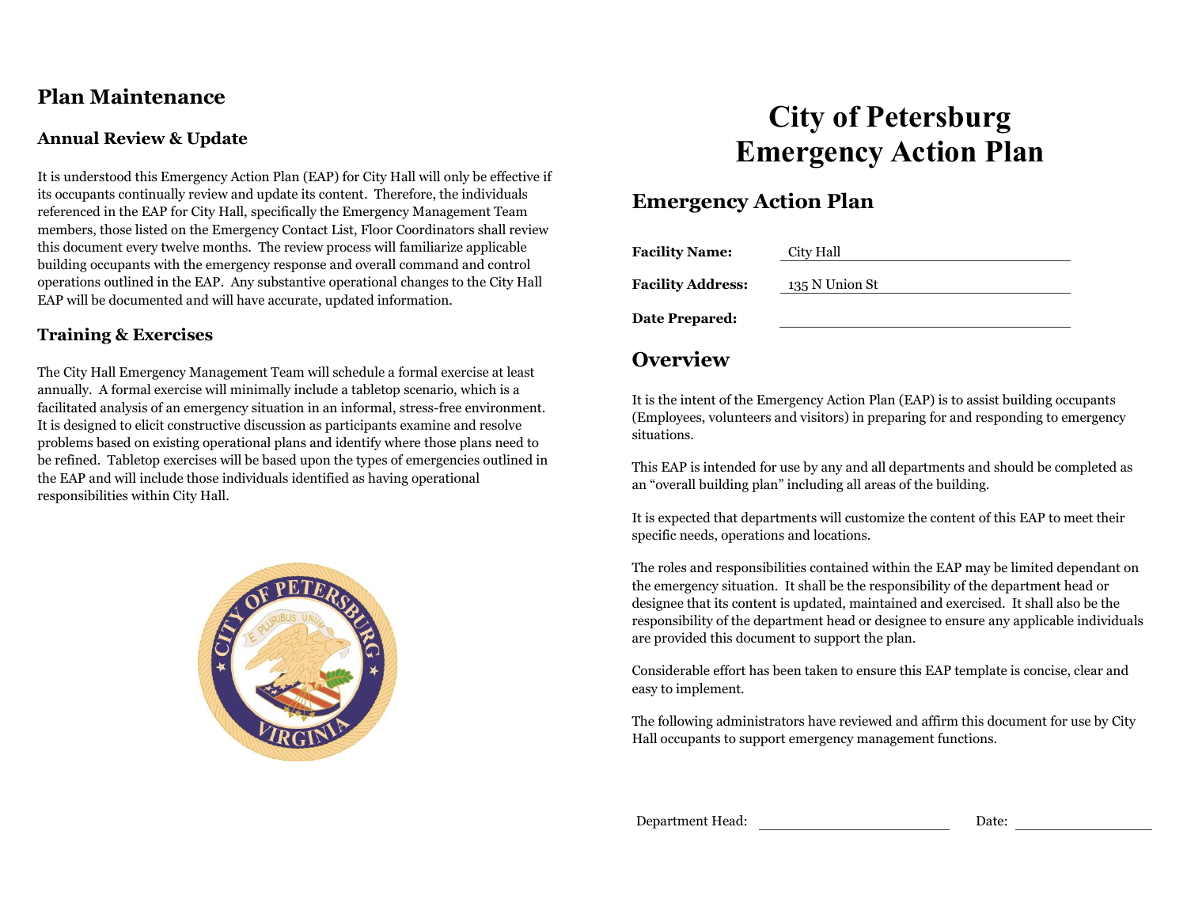## Plan Maintenance

### Annual Review & Update

It is understood this Emergency Action Plan (EAP) for City Hall will only be effective if its occupants continually review and update its content. Therefore, the individuals referenced in the EAP for City Hall, specifically the Emergency Management Team members, those listed on the Emergency Contact List, Floor Coordinators shall review this document every twelve months. The review process will familiarize applicable building occupants with the emergency response and overall command and control operations outlined in the EAP. Any substantive operational changes to the City Hall EAP will be documented and will have accurate, updated information.

### Training & Exercises

The City Hall Emergency Management Team will schedule a formal exercise at least annually. A formal exercise will minimally include a tabletop scenario, which is a facilitated analysis of an emergency situation in an informal, stress-free environment. It is designed to elicit constructive discussion as participants examine and resolve problems based on existing operational plans and identify where those plans need to be refined. Tabletop exercises will be based upon the types of emergencies outlined in the EAP and will include those individuals identified as having operational responsibilities within City Hall.

# City of Petersburg
# Emergency Action Plan

## Emergency Action Plan

**Facility Name:** City Hall

**Facility Address:** 135 N Union St

**Date Prepared:** ____________________

## Overview

It is the intent of the Emergency Action Plan (EAP) is to assist building occupants (Employees, volunteers and visitors) in preparing for and responding to emergency situations.

This EAP is intended for use by any and all departments and should be completed as an "overall building plan" including all areas of the building.

It is expected that departments will customize the content of this EAP to meet their specific needs, operations and locations.

The roles and responsibilities contained within the EAP may be limited dependant on the emergency situation. It shall be the responsibility of the department head or designee that its content is updated, maintained and exercised. It shall also be the responsibility of the department head or designee to ensure any applicable individuals are provided this document to support the plan.

Considerable effort has been taken to ensure this EAP template is concise, clear and easy to implement.

The following administrators have reviewed and affirm this document for use by City Hall occupants to support emergency management functions.

Department Head: ____________________ Date: ____________________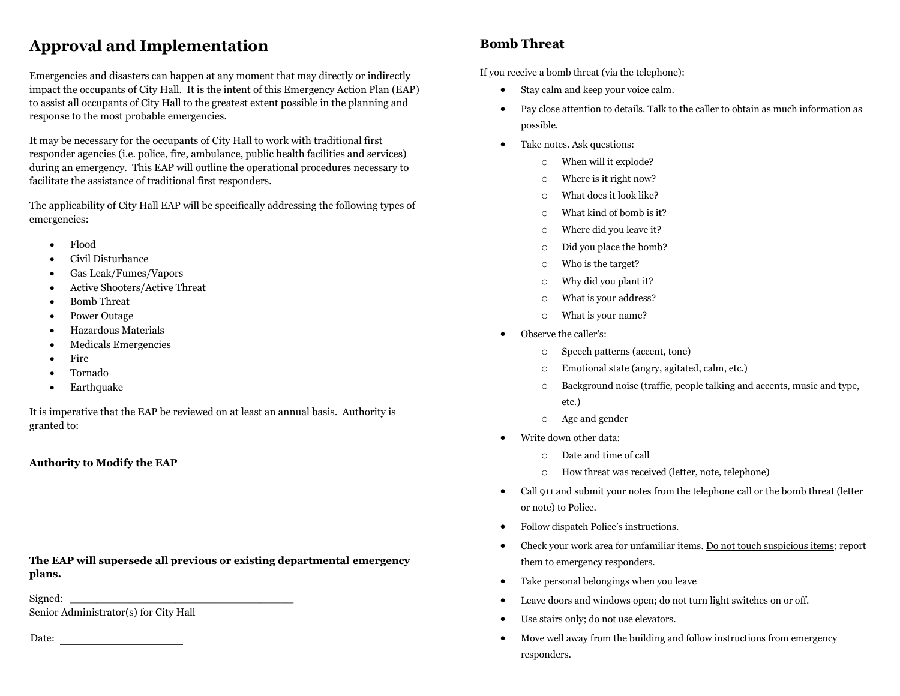# Approval and Implementation

Emergencies and disasters can happen at any moment that may directly or indirectly impact the occupants of City Hall. It is the intent of this Emergency Action Plan (EAP) to assist all occupants of City Hall to the greatest extent possible in the planning and response to the most probable emergencies.

It may be necessary for the occupants of City Hall to work with traditional first responder agencies (i.e. police, fire, ambulance, public health facilities and services) during an emergency. This EAP will outline the operational procedures necessary to facilitate the assistance of traditional first responders.

The applicability of City Hall EAP will be specifically addressing the following types of emergencies:

- Flood
- Civil Disturbance
- Gas Leak/Fumes/Vapors
- Active Shooters/Active Threat
- Bomb Threat
- Power Outage
- Hazardous Materials
- Medicals Emergencies
- Fire
- Tornado
- Earthquake

It is imperative that the EAP be reviewed on at least an annual basis. Authority is granted to:

**Authority to Modify the EAP**

\_\_\_\_\_\_\_\_\_\_\_\_\_\_\_\_\_\_\_\_\_\_\_\_\_\_\_\_\_\_\_\_\_\_\_\_\_\_\_\_\_\_\_\_

\_\_\_\_\_\_\_\_\_\_\_\_\_\_\_\_\_\_\_\_\_\_\_\_\_\_\_\_\_\_\_\_\_\_\_\_\_\_\_\_\_\_\_\_

\_\_\_\_\_\_\_\_\_\_\_\_\_\_\_\_\_\_\_\_\_\_\_\_\_\_\_\_\_\_\_\_\_\_\_\_\_\_\_\_\_\_\_\_

**The EAP will supersede all previous or existing departmental emergency plans.**

Signed: \_\_\_\_\_\_\_\_\_\_\_\_\_\_\_\_\_\_\_\_\_\_\_\_\_\_\_\_\_\_\_\_\_\_
Senior Administrator(s) for City Hall

Date: \_\_\_\_\_\_\_\_\_\_\_\_\_\_\_\_\_\_

## Bomb Threat

If you receive a bomb threat (via the telephone):

- Stay calm and keep your voice calm.
- Pay close attention to details. Talk to the caller to obtain as much information as possible.
- Take notes. Ask questions:
  - When will it explode?
  - Where is it right now?
  - What does it look like?
  - What kind of bomb is it?
  - Where did you leave it?
  - Did you place the bomb?
  - Who is the target?
  - Why did you plant it?
  - What is your address?
  - What is your name?
- Observe the caller's:
  - Speech patterns (accent, tone)
  - Emotional state (angry, agitated, calm, etc.)
  - Background noise (traffic, people talking and accents, music and type, etc.)
  - Age and gender
- Write down other data:
  - Date and time of call
  - How threat was received (letter, note, telephone)
- Call 911 and submit your notes from the telephone call or the bomb threat (letter or note) to Police.
- Follow dispatch Police's instructions.
- Check your work area for unfamiliar items. <u>Do not touch suspicious items</u>; report them to emergency responders.
- Take personal belongings when you leave
- Leave doors and windows open; do not turn light switches on or off.
- Use stairs only; do not use elevators.
- Move well away from the building and follow instructions from emergency responders.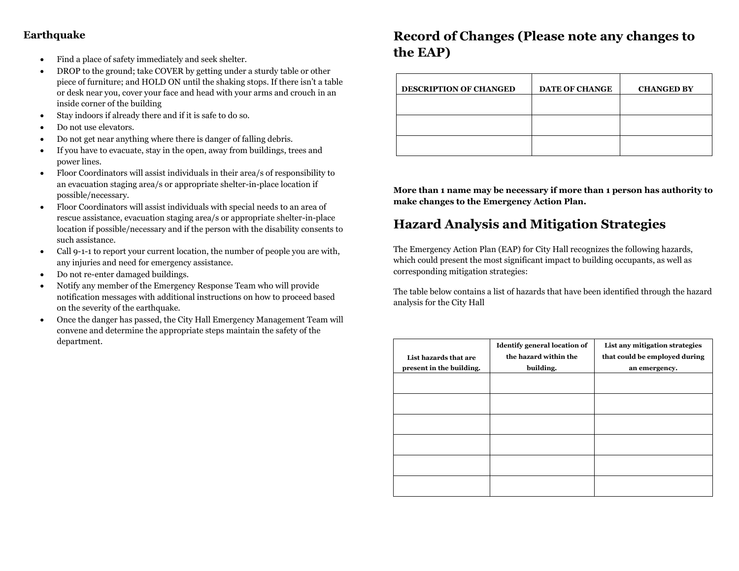**Earthquake**

- Find a place of safety immediately and seek shelter.
- DROP to the ground; take COVER by getting under a sturdy table or other piece of furniture; and HOLD ON until the shaking stops. If there isn't a table or desk near you, cover your face and head with your arms and crouch in an inside corner of the building
- Stay indoors if already there and if it is safe to do so.
- Do not use elevators.
- Do not get near anything where there is danger of falling debris.
- If you have to evacuate, stay in the open, away from buildings, trees and power lines.
- Floor Coordinators will assist individuals in their area/s of responsibility to an evacuation staging area/s or appropriate shelter-in-place location if possible/necessary.
- Floor Coordinators will assist individuals with special needs to an area of rescue assistance, evacuation staging area/s or appropriate shelter-in-place location if possible/necessary and if the person with the disability consents to such assistance.
- Call 9-1-1 to report your current location, the number of people you are with, any injuries and need for emergency assistance.
- Do not re-enter damaged buildings.
- Notify any member of the Emergency Response Team who will provide notification messages with additional instructions on how to proceed based on the severity of the earthquake.
- Once the danger has passed, the City Hall Emergency Management Team will convene and determine the appropriate steps maintain the safety of the department.

## Record of Changes (Please note any changes to the EAP)

| DESCRIPTION OF CHANGED | DATE OF CHANGE | CHANGED BY |
| --- | --- | --- |
| | | |
| | | |
| | | |

**More than 1 name may be necessary if more than 1 person has authority to make changes to the Emergency Action Plan.**

## Hazard Analysis and Mitigation Strategies

The Emergency Action Plan (EAP) for City Hall recognizes the following hazards, which could present the most significant impact to building occupants, as well as corresponding mitigation strategies:

The table below contains a list of hazards that have been identified through the hazard analysis for the City Hall

| List hazards that are present in the building. | Identify general location of the hazard within the building. | List any mitigation strategies that could be employed during an emergency. |
| --- | --- | --- |
| | | |
| | | |
| | | |
| | | |
| | | |
| | | |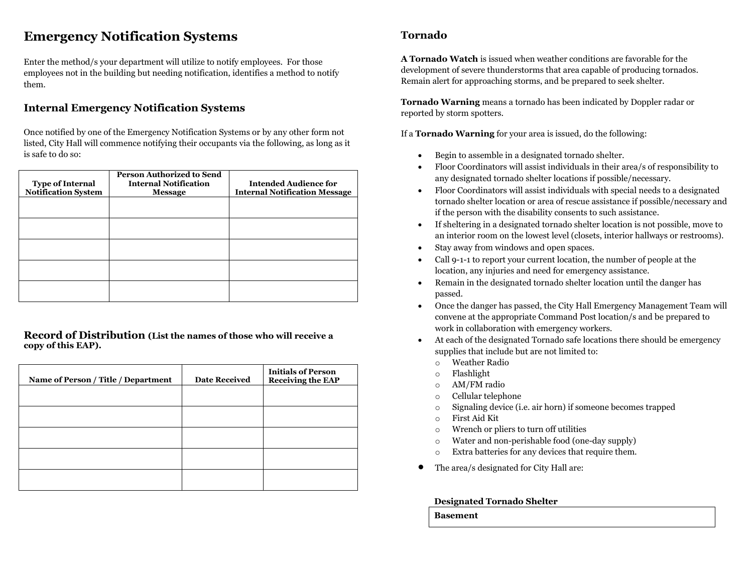## Emergency Notification Systems

Enter the method/s your department will utilize to notify employees. For those employees not in the building but needing notification, identifies a method to notify them.

### Internal Emergency Notification Systems

Once notified by one of the Emergency Notification Systems or by any other form not listed, City Hall will commence notifying their occupants via the following, as long as it is safe to do so:

| Type of Internal Notification System | Person Authorized to Send Internal Notification Message | Intended Audience for Internal Notification Message |
|---|---|---|
| | | |
| | | |
| | | |
| | | |
| | | |

### Record of Distribution **(List the names of those who will receive a copy of this EAP).**

| Name of Person / Title / Department | Date Received | Initials of Person Receiving the EAP |
|---|---|---|
| | | |
| | | |
| | | |
| | | |
| | | |

## Tornado

**A Tornado Watch** is issued when weather conditions are favorable for the development of severe thunderstorms that area capable of producing tornados. Remain alert for approaching storms, and be prepared to seek shelter.

**Tornado Warning** means a tornado has been indicated by Doppler radar or reported by storm spotters.

If a **Tornado Warning** for your area is issued, do the following:

- Begin to assemble in a designated tornado shelter.
- Floor Coordinators will assist individuals in their area/s of responsibility to any designated tornado shelter locations if possible/necessary.
- Floor Coordinators will assist individuals with special needs to a designated tornado shelter location or area of rescue assistance if possible/necessary and if the person with the disability consents to such assistance.
- If sheltering in a designated tornado shelter location is not possible, move to an interior room on the lowest level (closets, interior hallways or restrooms).
- Stay away from windows and open spaces.
- Call 9-1-1 to report your current location, the number of people at the location, any injuries and need for emergency assistance.
- Remain in the designated tornado shelter location until the danger has passed.
- Once the danger has passed, the City Hall Emergency Management Team will convene at the appropriate Command Post location/s and be prepared to work in collaboration with emergency workers.
- At each of the designated Tornado safe locations there should be emergency supplies that include but are not limited to:
  - Weather Radio
  - Flashlight
  - AM/FM radio
  - Cellular telephone
  - Signaling device (i.e. air horn) if someone becomes trapped
  - First Aid Kit
  - Wrench or pliers to turn off utilities
  - Water and non-perishable food (one-day supply)
  - Extra batteries for any devices that require them.
- The area/s designated for City Hall are:

| Designated Tornado Shelter |
|---|
| **Basement** |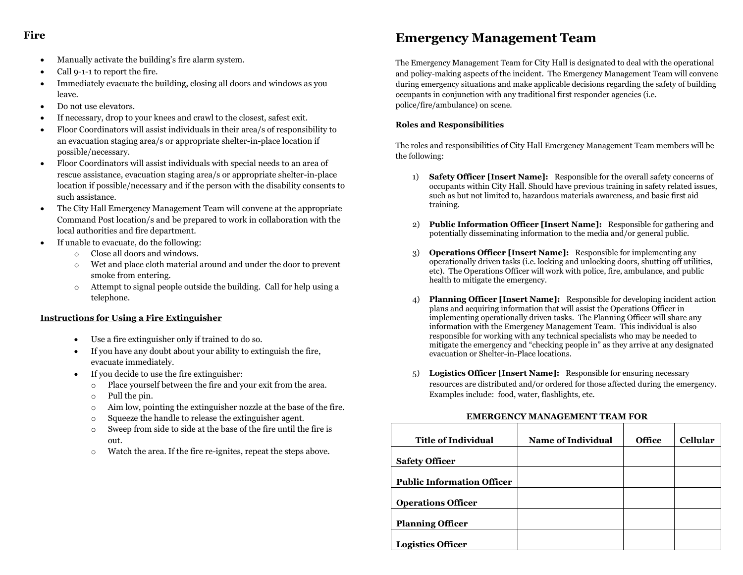## Fire

- Manually activate the building's fire alarm system.
- Call 9-1-1 to report the fire.
- Immediately evacuate the building, closing all doors and windows as you leave.
- Do not use elevators.
- If necessary, drop to your knees and crawl to the closest, safest exit.
- Floor Coordinators will assist individuals in their area/s of responsibility to an evacuation staging area/s or appropriate shelter-in-place location if possible/necessary.
- Floor Coordinators will assist individuals with special needs to an area of rescue assistance, evacuation staging area/s or appropriate shelter-in-place location if possible/necessary and if the person with the disability consents to such assistance.
- The City Hall Emergency Management Team will convene at the appropriate Command Post location/s and be prepared to work in collaboration with the local authorities and fire department.
- If unable to evacuate, do the following:
  - Close all doors and windows.
  - Wet and place cloth material around and under the door to prevent smoke from entering.
  - Attempt to signal people outside the building. Call for help using a telephone.

**Instructions for Using a Fire Extinguisher**

- Use a fire extinguisher only if trained to do so.
- If you have any doubt about your ability to extinguish the fire, evacuate immediately.
- If you decide to use the fire extinguisher:
  - Place yourself between the fire and your exit from the area.
  - Pull the pin.
  - Aim low, pointing the extinguisher nozzle at the base of the fire.
  - Squeeze the handle to release the extinguisher agent.
  - Sweep from side to side at the base of the fire until the fire is out.
  - Watch the area. If the fire re-ignites, repeat the steps above.

# Emergency Management Team

The Emergency Management Team for City Hall is designated to deal with the operational and policy-making aspects of the incident. The Emergency Management Team will convene during emergency situations and make applicable decisions regarding the safety of building occupants in conjunction with any traditional first responder agencies (i.e. police/fire/ambulance) on scene.

**Roles and Responsibilities**

The roles and responsibilities of City Hall Emergency Management Team members will be the following:

1) **Safety Officer [Insert Name]:** Responsible for the overall safety concerns of occupants within City Hall. Should have previous training in safety related issues, such as but not limited to, hazardous materials awareness, and basic first aid training.

2) **Public Information Officer [Insert Name]:** Responsible for gathering and potentially disseminating information to the media and/or general public.

3) **Operations Officer [Insert Name]:** Responsible for implementing any operationally driven tasks (i.e. locking and unlocking doors, shutting off utilities, etc). The Operations Officer will work with police, fire, ambulance, and public health to mitigate the emergency.

4) **Planning Officer [Insert Name]:** Responsible for developing incident action plans and acquiring information that will assist the Operations Officer in implementing operationally driven tasks. The Planning Officer will share any information with the Emergency Management Team. This individual is also responsible for working with any technical specialists who may be needed to mitigate the emergency and "checking people in" as they arrive at any designated evacuation or Shelter-in-Place locations.

5) **Logistics Officer [Insert Name]:** Responsible for ensuring necessary resources are distributed and/or ordered for those affected during the emergency. Examples include: food, water, flashlights, etc.

**EMERGENCY MANAGEMENT TEAM FOR**

| Title of Individual | Name of Individual | Office | Cellular |
|---|---|---|---|
| **Safety Officer** | | | |
| **Public Information Officer** | | | |
| **Operations Officer** | | | |
| **Planning Officer** | | | |
| **Logistics Officer** | | | |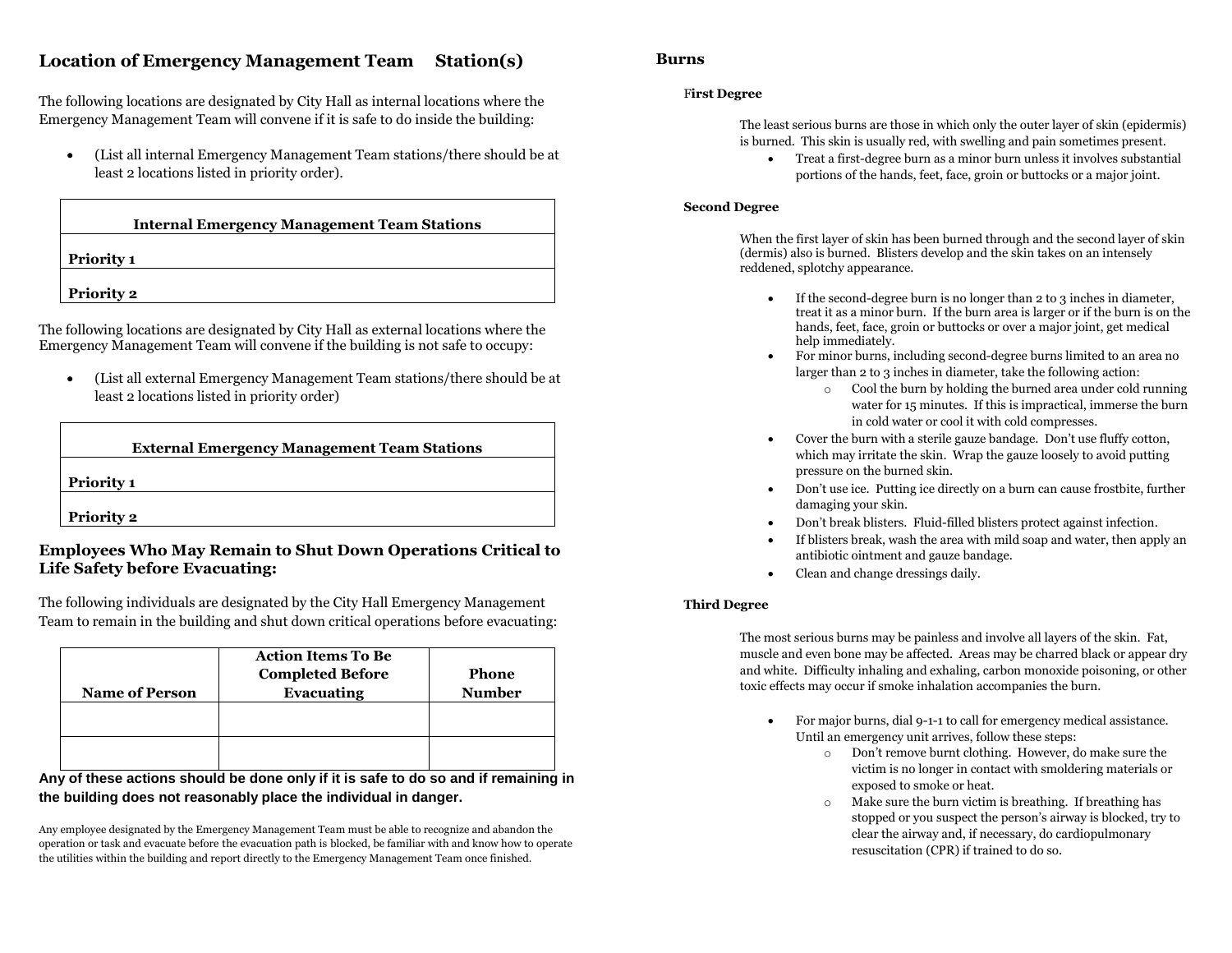## Location of Emergency Management Team Station(s)

The following locations are designated by City Hall as internal locations where the Emergency Management Team will convene if it is safe to do inside the building:

- (List all internal Emergency Management Team stations/there should be at least 2 locations listed in priority order).

| Internal Emergency Management Team Stations |
| --- |
| **Priority 1** |
| **Priority 2** |

The following locations are designated by City Hall as external locations where the Emergency Management Team will convene if the building is not safe to occupy:

- (List all external Emergency Management Team stations/there should be at least 2 locations listed in priority order)

| External Emergency Management Team Stations |
| --- |
| **Priority 1** |
| **Priority 2** |

## Employees Who May Remain to Shut Down Operations Critical to Life Safety before Evacuating:

The following individuals are designated by the City Hall Emergency Management Team to remain in the building and shut down critical operations before evacuating:

| Name of Person | Action Items To Be Completed Before Evacuating | Phone Number |
| --- | --- | --- |
| | | |
| | | |

**Any of these actions should be done only if it is safe to do so and if remaining in the building does not reasonably place the individual in danger.**

Any employee designated by the Emergency Management Team must be able to recognize and abandon the operation or task and evacuate before the evacuation path is blocked, be familiar with and know how to operate the utilities within the building and report directly to the Emergency Management Team once finished.

## Burns

### First Degree

The least serious burns are those in which only the outer layer of skin (epidermis) is burned. This skin is usually red, with swelling and pain sometimes present.

- Treat a first-degree burn as a minor burn unless it involves substantial portions of the hands, feet, face, groin or buttocks or a major joint.

### Second Degree

When the first layer of skin has been burned through and the second layer of skin (dermis) also is burned. Blisters develop and the skin takes on an intensely reddened, splotchy appearance.

- If the second-degree burn is no longer than 2 to 3 inches in diameter, treat it as a minor burn. If the burn area is larger or if the burn is on the hands, feet, face, groin or buttocks or over a major joint, get medical help immediately.
- For minor burns, including second-degree burns limited to an area no larger than 2 to 3 inches in diameter, take the following action:
  - Cool the burn by holding the burned area under cold running water for 15 minutes. If this is impractical, immerse the burn in cold water or cool it with cold compresses.
- Cover the burn with a sterile gauze bandage. Don't use fluffy cotton, which may irritate the skin. Wrap the gauze loosely to avoid putting pressure on the burned skin.
- Don't use ice. Putting ice directly on a burn can cause frostbite, further damaging your skin.
- Don't break blisters. Fluid-filled blisters protect against infection.
- If blisters break, wash the area with mild soap and water, then apply an antibiotic ointment and gauze bandage.
- Clean and change dressings daily.

### Third Degree

The most serious burns may be painless and involve all layers of the skin. Fat, muscle and even bone may be affected. Areas may be charred black or appear dry and white. Difficulty inhaling and exhaling, carbon monoxide poisoning, or other toxic effects may occur if smoke inhalation accompanies the burn.

- For major burns, dial 9-1-1 to call for emergency medical assistance. Until an emergency unit arrives, follow these steps:
  - Don't remove burnt clothing. However, do make sure the victim is no longer in contact with smoldering materials or exposed to smoke or heat.
  - Make sure the burn victim is breathing. If breathing has stopped or you suspect the person's airway is blocked, try to clear the airway and, if necessary, do cardiopulmonary resuscitation (CPR) if trained to do so.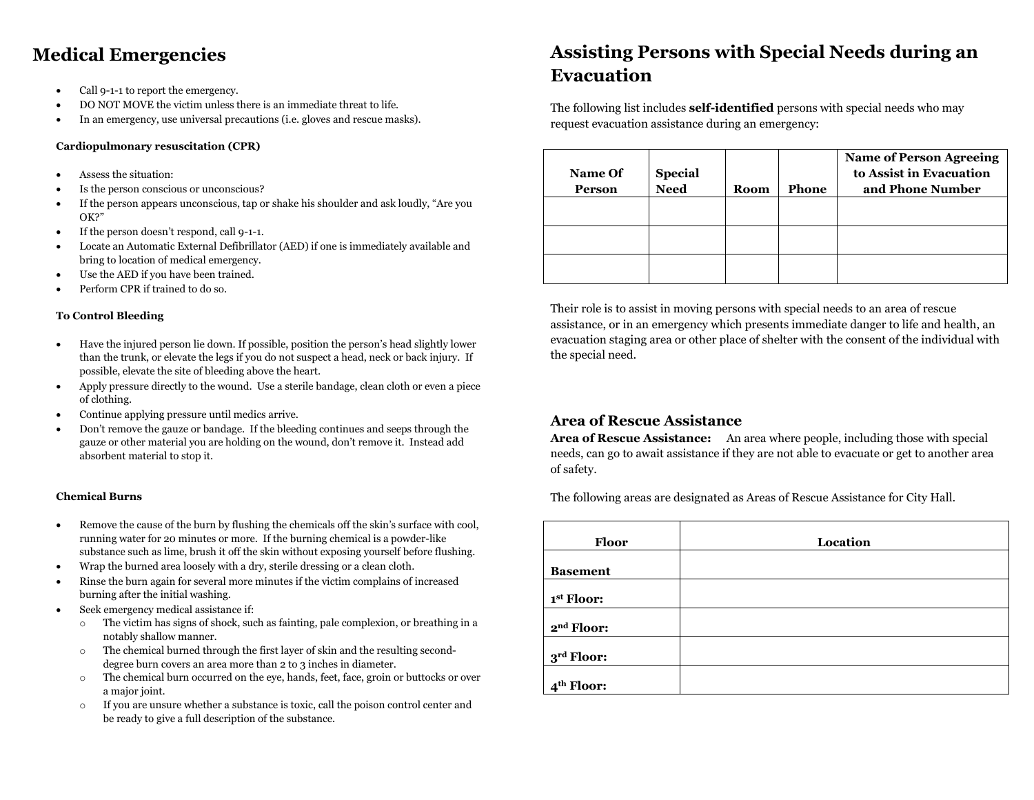# Medical Emergencies

- Call 9-1-1 to report the emergency.
- DO NOT MOVE the victim unless there is an immediate threat to life.
- In an emergency, use universal precautions (i.e. gloves and rescue masks).

**Cardiopulmonary resuscitation (CPR)**

- Assess the situation:
- Is the person conscious or unconscious?
- If the person appears unconscious, tap or shake his shoulder and ask loudly, “Are you OK?”
- If the person doesn’t respond, call 9-1-1.
- Locate an Automatic External Defibrillator (AED) if one is immediately available and bring to location of medical emergency.
- Use the AED if you have been trained.
- Perform CPR if trained to do so.

**To Control Bleeding**

- Have the injured person lie down. If possible, position the person’s head slightly lower than the trunk, or elevate the legs if you do not suspect a head, neck or back injury. If possible, elevate the site of bleeding above the heart.
- Apply pressure directly to the wound. Use a sterile bandage, clean cloth or even a piece of clothing.
- Continue applying pressure until medics arrive.
- Don’t remove the gauze or bandage. If the bleeding continues and seeps through the gauze or other material you are holding on the wound, don’t remove it. Instead add absorbent material to stop it.

**Chemical Burns**

- Remove the cause of the burn by flushing the chemicals off the skin’s surface with cool, running water for 20 minutes or more. If the burning chemical is a powder-like substance such as lime, brush it off the skin without exposing yourself before flushing.
- Wrap the burned area loosely with a dry, sterile dressing or a clean cloth.
- Rinse the burn again for several more minutes if the victim complains of increased burning after the initial washing.
- Seek emergency medical assistance if:
  - The victim has signs of shock, such as fainting, pale complexion, or breathing in a notably shallow manner.
  - The chemical burned through the first layer of skin and the resulting second-degree burn covers an area more than 2 to 3 inches in diameter.
  - The chemical burn occurred on the eye, hands, feet, face, groin or buttocks or over a major joint.
  - If you are unsure whether a substance is toxic, call the poison control center and be ready to give a full description of the substance.

# Assisting Persons with Special Needs during an Evacuation

The following list includes **self-identified** persons with special needs who may request evacuation assistance during an emergency:

| Name Of Person | Special Need | Room | Phone | Name of Person Agreeing to Assist in Evacuation and Phone Number |
|---|---|---|---|---|
| | | | | |
| | | | | |
| | | | | |

Their role is to assist in moving persons with special needs to an area of rescue assistance, or in an emergency which presents immediate danger to life and health, an evacuation staging area or other place of shelter with the consent of the individual with the special need.

## Area of Rescue Assistance

**Area of Rescue Assistance:** An area where people, including those with special needs, can go to await assistance if they are not able to evacuate or get to another area of safety.

The following areas are designated as Areas of Rescue Assistance for City Hall.

| Floor | Location |
|---|---|
| **Basement** | |
| **1st Floor:** | |
| **2nd Floor:** | |
| **3rd Floor:** | |
| **4th Floor:** | |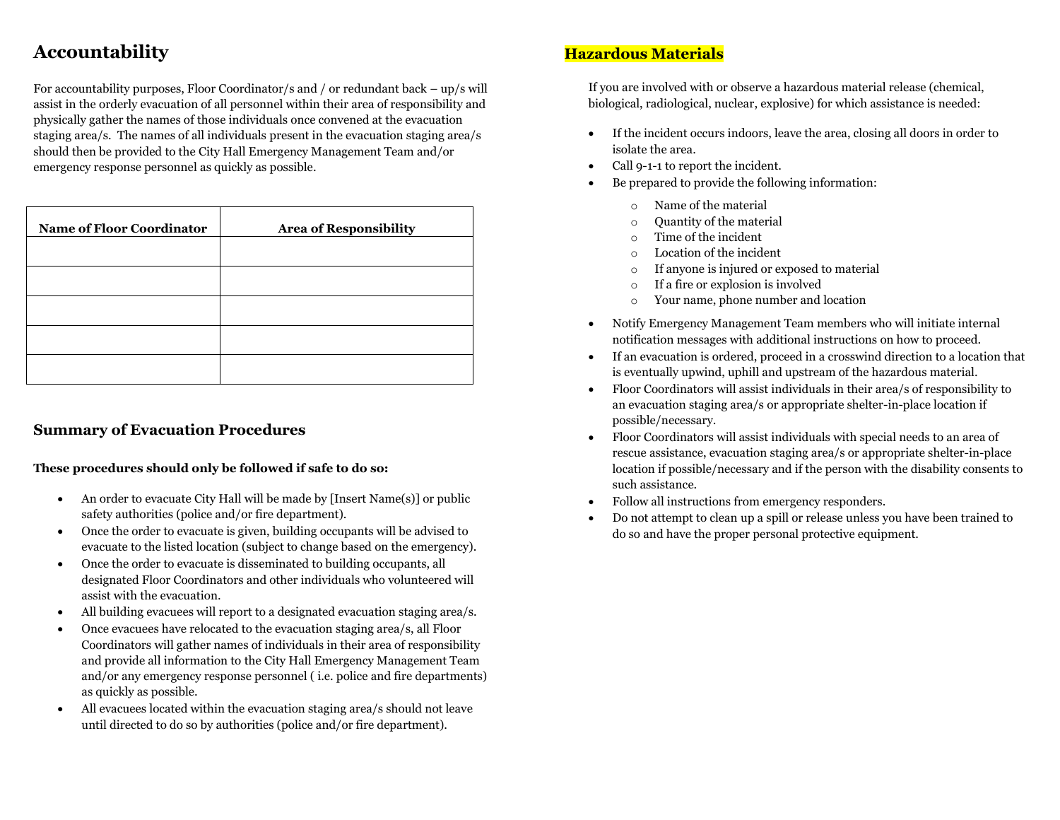## Accountability

For accountability purposes, Floor Coordinator/s and / or redundant back – up/s will assist in the orderly evacuation of all personnel within their area of responsibility and physically gather the names of those individuals once convened at the evacuation staging area/s. The names of all individuals present in the evacuation staging area/s should then be provided to the City Hall Emergency Management Team and/or emergency response personnel as quickly as possible.

| Name of Floor Coordinator | Area of Responsibility |
|---|---|
| | |
| | |
| | |
| | |
| | |

## Summary of Evacuation Procedures

**These procedures should only be followed if safe to do so:**

- An order to evacuate City Hall will be made by [Insert Name(s)] or public safety authorities (police and/or fire department).
- Once the order to evacuate is given, building occupants will be advised to evacuate to the listed location (subject to change based on the emergency).
- Once the order to evacuate is disseminated to building occupants, all designated Floor Coordinators and other individuals who volunteered will assist with the evacuation.
- All building evacuees will report to a designated evacuation staging area/s.
- Once evacuees have relocated to the evacuation staging area/s, all Floor Coordinators will gather names of individuals in their area of responsibility and provide all information to the City Hall Emergency Management Team and/or any emergency response personnel ( i.e. police and fire departments) as quickly as possible.
- All evacuees located within the evacuation staging area/s should not leave until directed to do so by authorities (police and/or fire department).

## Hazardous Materials

If you are involved with or observe a hazardous material release (chemical, biological, radiological, nuclear, explosive) for which assistance is needed:

- If the incident occurs indoors, leave the area, closing all doors in order to isolate the area.
- Call 9-1-1 to report the incident.
- Be prepared to provide the following information:
  - Name of the material
  - Quantity of the material
  - Time of the incident
  - Location of the incident
  - If anyone is injured or exposed to material
  - If a fire or explosion is involved
  - Your name, phone number and location
- Notify Emergency Management Team members who will initiate internal notification messages with additional instructions on how to proceed.
- If an evacuation is ordered, proceed in a crosswind direction to a location that is eventually upwind, uphill and upstream of the hazardous material.
- Floor Coordinators will assist individuals in their area/s of responsibility to an evacuation staging area/s or appropriate shelter-in-place location if possible/necessary.
- Floor Coordinators will assist individuals with special needs to an area of rescue assistance, evacuation staging area/s or appropriate shelter-in-place location if possible/necessary and if the person with the disability consents to such assistance.
- Follow all instructions from emergency responders.
- Do not attempt to clean up a spill or release unless you have been trained to do so and have the proper personal protective equipment.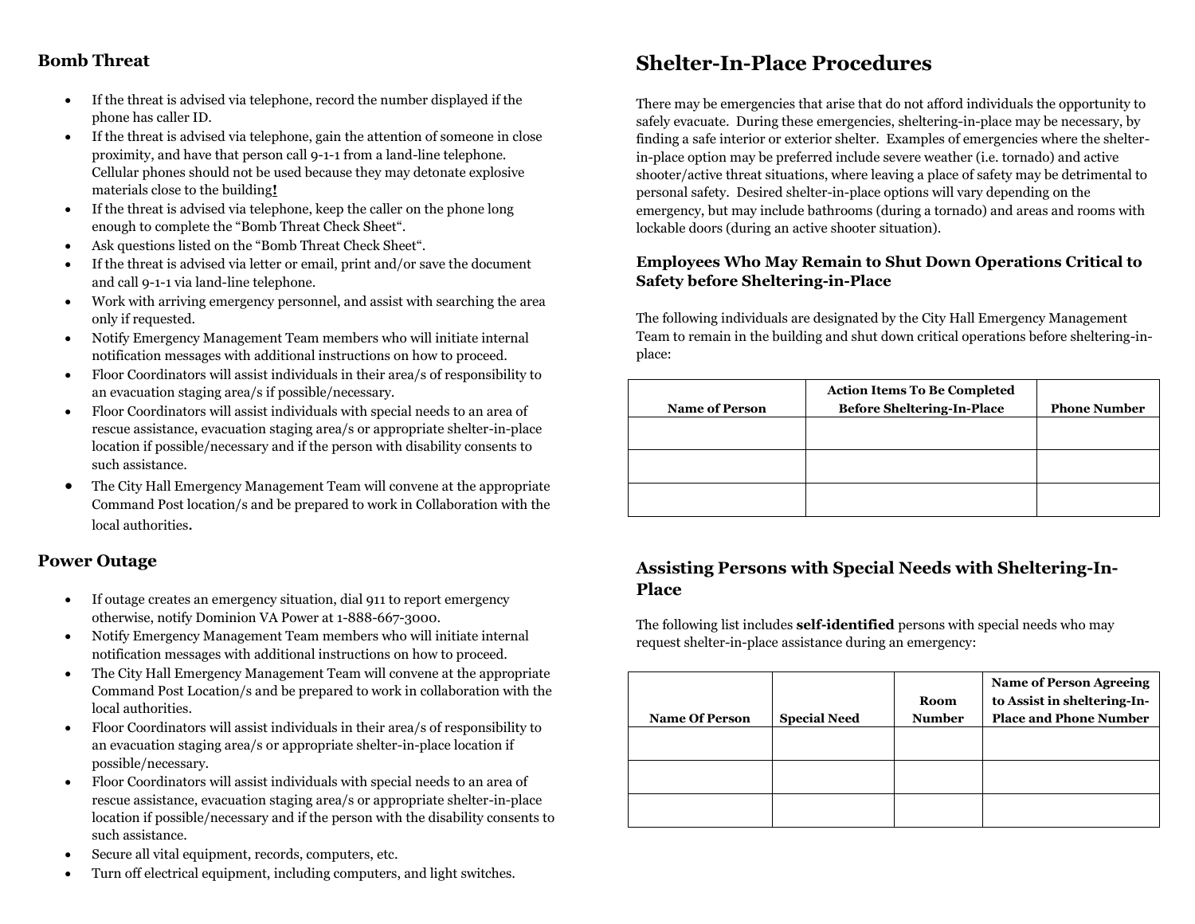## Bomb Threat

- If the threat is advised via telephone, record the number displayed if the phone has caller ID.
- If the threat is advised via telephone, gain the attention of someone in close proximity, and have that person call 9-1-1 from a land-line telephone. Cellular phones should not be used because they may detonate explosive materials close to the building**!**
- If the threat is advised via telephone, keep the caller on the phone long enough to complete the "Bomb Threat Check Sheet".
- Ask questions listed on the "Bomb Threat Check Sheet".
- If the threat is advised via letter or email, print and/or save the document and call 9-1-1 via land-line telephone.
- Work with arriving emergency personnel, and assist with searching the area only if requested.
- Notify Emergency Management Team members who will initiate internal notification messages with additional instructions on how to proceed.
- Floor Coordinators will assist individuals in their area/s of responsibility to an evacuation staging area/s if possible/necessary.
- Floor Coordinators will assist individuals with special needs to an area of rescue assistance, evacuation staging area/s or appropriate shelter-in-place location if possible/necessary and if the person with disability consents to such assistance.
- The City Hall Emergency Management Team will convene at the appropriate Command Post location/s and be prepared to work in Collaboration with the local authorities.

## Power Outage

- If outage creates an emergency situation, dial 911 to report emergency otherwise, notify Dominion VA Power at 1-888-667-3000.
- Notify Emergency Management Team members who will initiate internal notification messages with additional instructions on how to proceed.
- The City Hall Emergency Management Team will convene at the appropriate Command Post Location/s and be prepared to work in collaboration with the local authorities.
- Floor Coordinators will assist individuals in their area/s of responsibility to an evacuation staging area/s or appropriate shelter-in-place location if possible/necessary.
- Floor Coordinators will assist individuals with special needs to an area of rescue assistance, evacuation staging area/s or appropriate shelter-in-place location if possible/necessary and if the person with the disability consents to such assistance.
- Secure all vital equipment, records, computers, etc.
- Turn off electrical equipment, including computers, and light switches.

# Shelter-In-Place Procedures

There may be emergencies that arise that do not afford individuals the opportunity to safely evacuate. During these emergencies, sheltering-in-place may be necessary, by finding a safe interior or exterior shelter. Examples of emergencies where the shelter-in-place option may be preferred include severe weather (i.e. tornado) and active shooter/active threat situations, where leaving a place of safety may be detrimental to personal safety. Desired shelter-in-place options will vary depending on the emergency, but may include bathrooms (during a tornado) and areas and rooms with lockable doors (during an active shooter situation).

### Employees Who May Remain to Shut Down Operations Critical to Safety before Sheltering-in-Place

The following individuals are designated by the City Hall Emergency Management Team to remain in the building and shut down critical operations before sheltering-in-place:

| Name of Person | Action Items To Be Completed Before Sheltering-In-Place | Phone Number |
|---|---|---|
| | | |
| | | |
| | | |

### Assisting Persons with Special Needs with Sheltering-In-Place

The following list includes **self-identified** persons with special needs who may request shelter-in-place assistance during an emergency:

| Name Of Person | Special Need | Room Number | Name of Person Agreeing to Assist in sheltering-In-Place and Phone Number |
|---|---|---|---|
| | | | |
| | | | |
| | | | |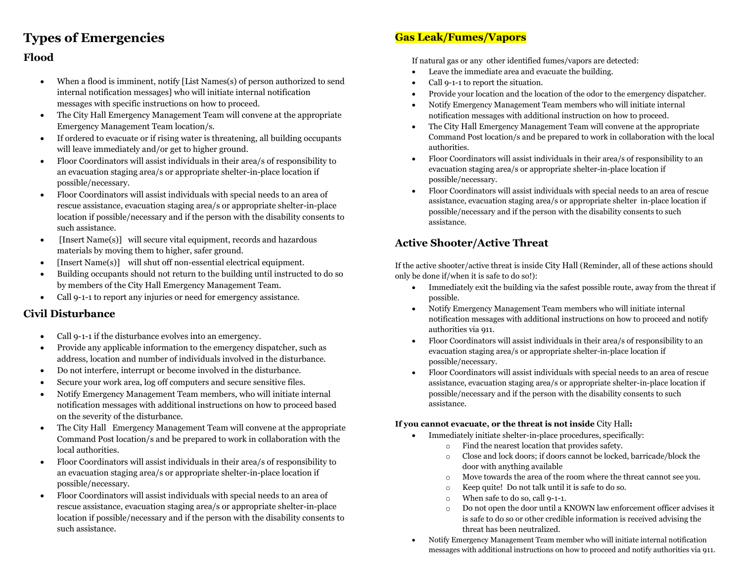# Types of Emergencies

## Flood

- When a flood is imminent, notify [List Names(s) of person authorized to send internal notification messages] who will initiate internal notification messages with specific instructions on how to proceed.
- The City Hall Emergency Management Team will convene at the appropriate Emergency Management Team location/s.
- If ordered to evacuate or if rising water is threatening, all building occupants will leave immediately and/or get to higher ground.
- Floor Coordinators will assist individuals in their area/s of responsibility to an evacuation staging area/s or appropriate shelter-in-place location if possible/necessary.
- Floor Coordinators will assist individuals with special needs to an area of rescue assistance, evacuation staging area/s or appropriate shelter-in-place location if possible/necessary and if the person with the disability consents to such assistance.
- [Insert Name(s)] will secure vital equipment, records and hazardous materials by moving them to higher, safer ground.
- [Insert Name(s)] will shut off non-essential electrical equipment.
- Building occupants should not return to the building until instructed to do so by members of the City Hall Emergency Management Team.
- Call 9-1-1 to report any injuries or need for emergency assistance.

## Civil Disturbance

- Call 9-1-1 if the disturbance evolves into an emergency.
- Provide any applicable information to the emergency dispatcher, such as address, location and number of individuals involved in the disturbance.
- Do not interfere, interrupt or become involved in the disturbance.
- Secure your work area, log off computers and secure sensitive files.
- Notify Emergency Management Team members, who will initiate internal notification messages with additional instructions on how to proceed based on the severity of the disturbance.
- The City Hall Emergency Management Team will convene at the appropriate Command Post location/s and be prepared to work in collaboration with the local authorities.
- Floor Coordinators will assist individuals in their area/s of responsibility to an evacuation staging area/s or appropriate shelter-in-place location if possible/necessary.
- Floor Coordinators will assist individuals with special needs to an area of rescue assistance, evacuation staging area/s or appropriate shelter-in-place location if possible/necessary and if the person with the disability consents to such assistance.

## Gas Leak/Fumes/Vapors

If natural gas or any other identified fumes/vapors are detected:

- Leave the immediate area and evacuate the building.
- Call 9-1-1 to report the situation.
- Provide your location and the location of the odor to the emergency dispatcher.
- Notify Emergency Management Team members who will initiate internal notification messages with additional instruction on how to proceed.
- The City Hall Emergency Management Team will convene at the appropriate Command Post location/s and be prepared to work in collaboration with the local authorities.
- Floor Coordinators will assist individuals in their area/s of responsibility to an evacuation staging area/s or appropriate shelter-in-place location if possible/necessary.
- Floor Coordinators will assist individuals with special needs to an area of rescue assistance, evacuation staging area/s or appropriate shelter in-place location if possible/necessary and if the person with the disability consents to such assistance.

## Active Shooter/Active Threat

If the active shooter/active threat is inside City Hall (Reminder, all of these actions should only be done if/when it is safe to do so!):

- Immediately exit the building via the safest possible route, away from the threat if possible.
- Notify Emergency Management Team members who will initiate internal notification messages with additional instructions on how to proceed and notify authorities via 911.
- Floor Coordinators will assist individuals in their area/s of responsibility to an evacuation staging area/s or appropriate shelter-in-place location if possible/necessary.
- Floor Coordinators will assist individuals with special needs to an area of rescue assistance, evacuation staging area/s or appropriate shelter-in-place location if possible/necessary and if the person with the disability consents to such assistance.

**If you cannot evacuate, or the threat is not inside** City Hall**:**

- Immediately initiate shelter-in-place procedures, specifically:
  - Find the nearest location that provides safety.
  - Close and lock doors; if doors cannot be locked, barricade/block the door with anything available
  - Move towards the area of the room where the threat cannot see you.
  - Keep quite! Do not talk until it is safe to do so.
  - When safe to do so, call 9-1-1.
  - Do not open the door until a KNOWN law enforcement officer advises it is safe to do so or other credible information is received advising the threat has been neutralized.
- Notify Emergency Management Team member who will initiate internal notification messages with additional instructions on how to proceed and notify authorities via 911.